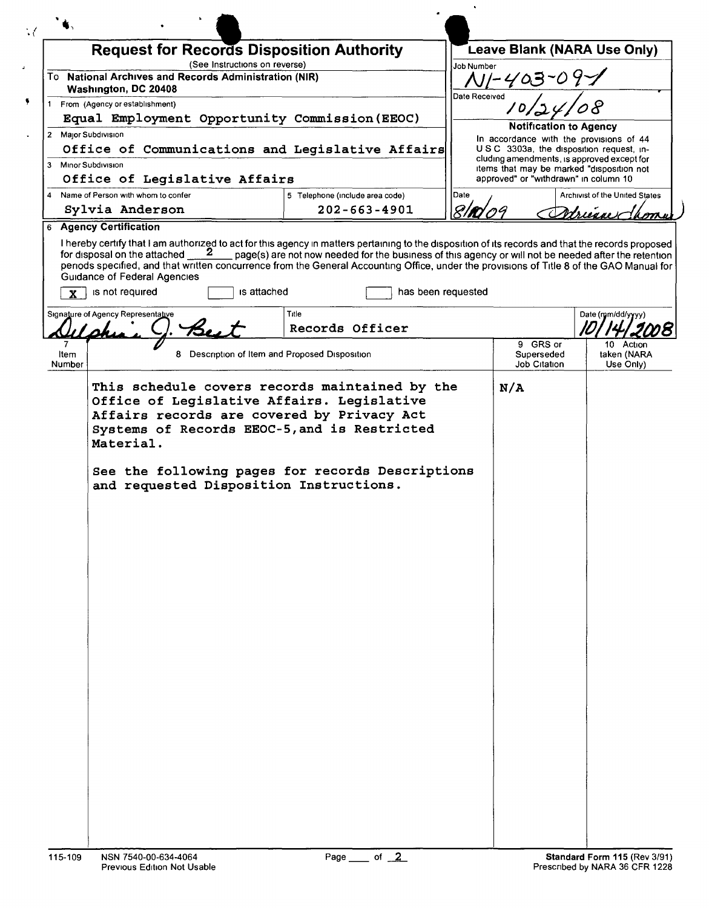# Request for Records Disposition Authority

(See Instructions on reverse)

To **National Archives and Records Administration (NIR) Washington, DC 20408**

| | |
|---|---|
| 1 From (Agency or establishment) | Equal Employment Opportunity Commission (EEOC) |
| 2 Major Subdivision | Office of Communications and Legislative Affairs |
| 3 Minor Subdivision | Office of Legislative Affairs |
| 4 Name of Person with whom to confer | Sylvia Anderson |
| 5 Telephone (include area code) | 202-663-4901 |

## Leave Blank (NARA Use Only)

Job Number: N1-403-09-1

Date Received: 10/24/08

**Notification to Agency**

In accordance with the provisions of 44 U.S.C. 3303a, the disposition request, including amendments, is approved except for items that may be marked "disposition not approved" or "withdrawn" in column 10

Date: 8/10/09

Archivist of the United States: Adrienne Thomas

## 6 Agency Certification

I hereby certify that I am authorized to act for this agency in matters pertaining to the disposition of its records and that the records proposed for disposal on the attached 2 page(s) are not now needed for the business of this agency or will not be needed after the retention periods specified, and that written concurrence from the General Accounting Office, under the provisions of Title 8 of the GAO Manual for Guidance of Federal Agencies

[X] is not required [ ] is attached [ ] has been requested

| Signature of Agency Representative | Title | Date (mm/dd/yyyy) |
|---|---|---|
| Delphine J. Best | Records Officer | 10/14/2008 |

| 7 Item Number | 8 Description of Item and Proposed Disposition | 9 GRS or Superseded Job Citation | 10 Action taken (NARA Use Only) |
|---|---|---|---|
| | This schedule covers records maintained by the Office of Legislative Affairs. Legislative Affairs records are covered by Privacy Act Systems of Records EEOC-5, and is Restricted Material.<br><br>See the following pages for records Descriptions and requested Disposition Instructions. | N/A | |

115-109 NSN 7540-00-634-4064 Previous Edition Not Usable

**Standard Form 115** (Rev 3/91) Prescribed by NARA 36 CFR 1228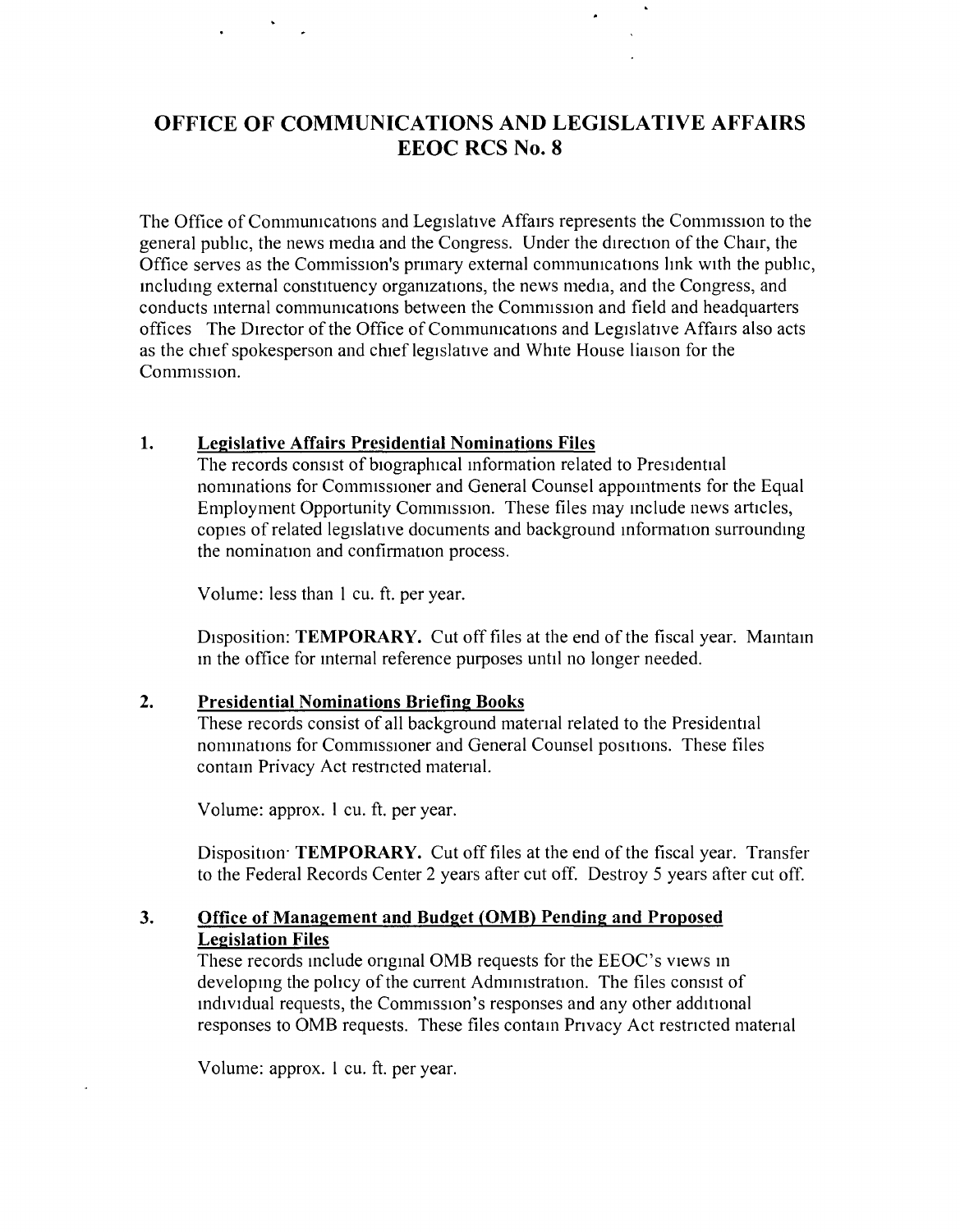# OFFICE OF COMMUNICATIONS AND LEGISLATIVE AFFAIRS
## EEOC RCS No. 8

The Office of Communications and Legislative Affairs represents the Commission to the general public, the news media and the Congress. Under the direction of the Chair, the Office serves as the Commission's primary external communications link with the public, including external constituency organizations, the news media, and the Congress, and conducts internal communications between the Commission and field and headquarters offices The Director of the Office of Communications and Legislative Affairs also acts as the chief spokesperson and chief legislative and White House liaison for the Commission.

1. **Legislative Affairs Presidential Nominations Files**

   The records consist of biographical information related to Presidential nominations for Commissioner and General Counsel appointments for the Equal Employment Opportunity Commission. These files may include news articles, copies of related legislative documents and background information surrounding the nomination and confirmation process.

   Volume: less than 1 cu. ft. per year.

   Disposition: **TEMPORARY.** Cut off files at the end of the fiscal year. Maintain in the office for internal reference purposes until no longer needed.

2. **Presidential Nominations Briefing Books**

   These records consist of all background material related to the Presidential nominations for Commissioner and General Counsel positions. These files contain Privacy Act restricted material.

   Volume: approx. 1 cu. ft. per year.

   Disposition· **TEMPORARY.** Cut off files at the end of the fiscal year. Transfer to the Federal Records Center 2 years after cut off. Destroy 5 years after cut off.

3. **Office of Management and Budget (OMB) Pending and Proposed Legislation Files**

   These records include original OMB requests for the EEOC's views in developing the policy of the current Administration. The files consist of individual requests, the Commission's responses and any other additional responses to OMB requests. These files contain Privacy Act restricted material

   Volume: approx. 1 cu. ft. per year.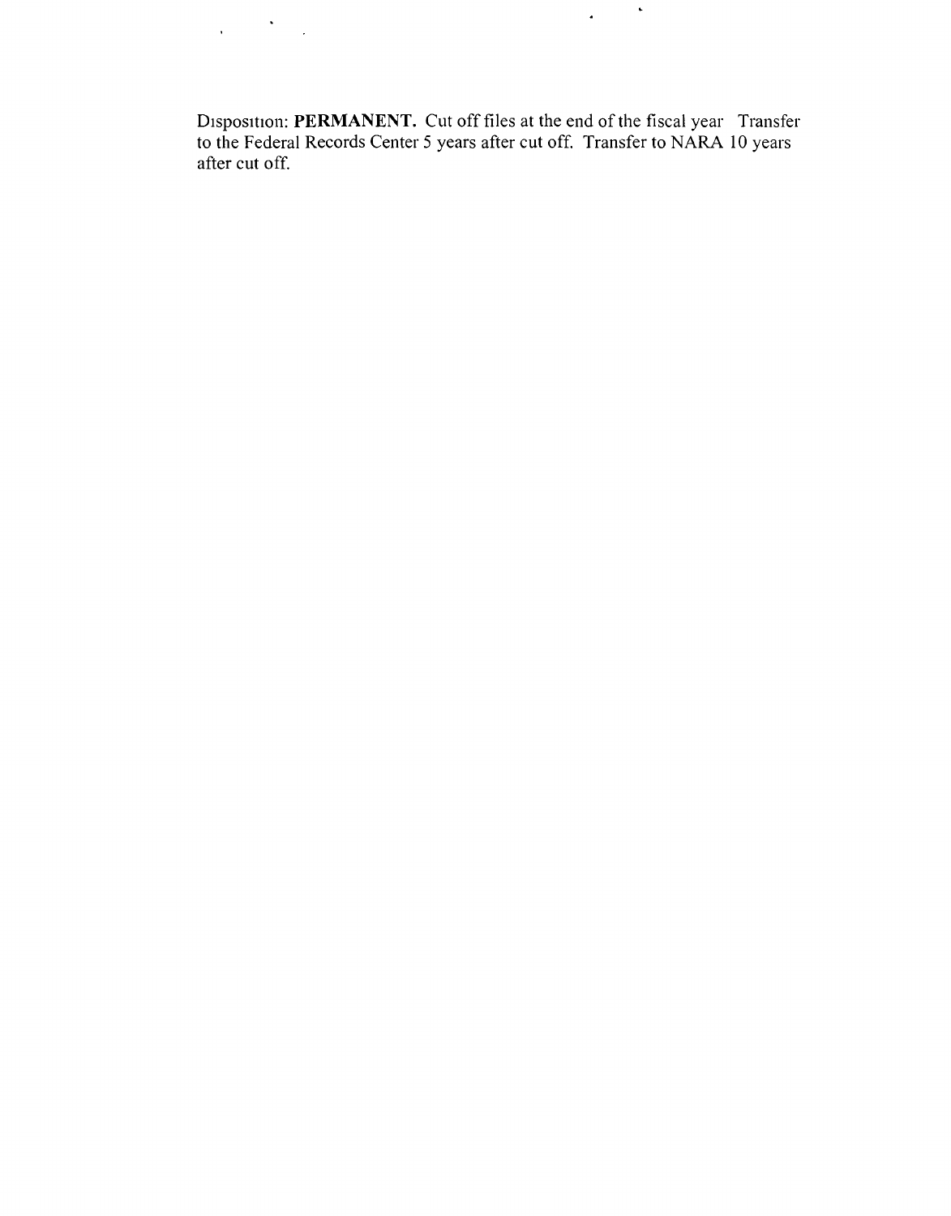Disposition: **PERMANENT.** Cut off files at the end of the fiscal year Transfer to the Federal Records Center 5 years after cut off. Transfer to NARA 10 years after cut off.